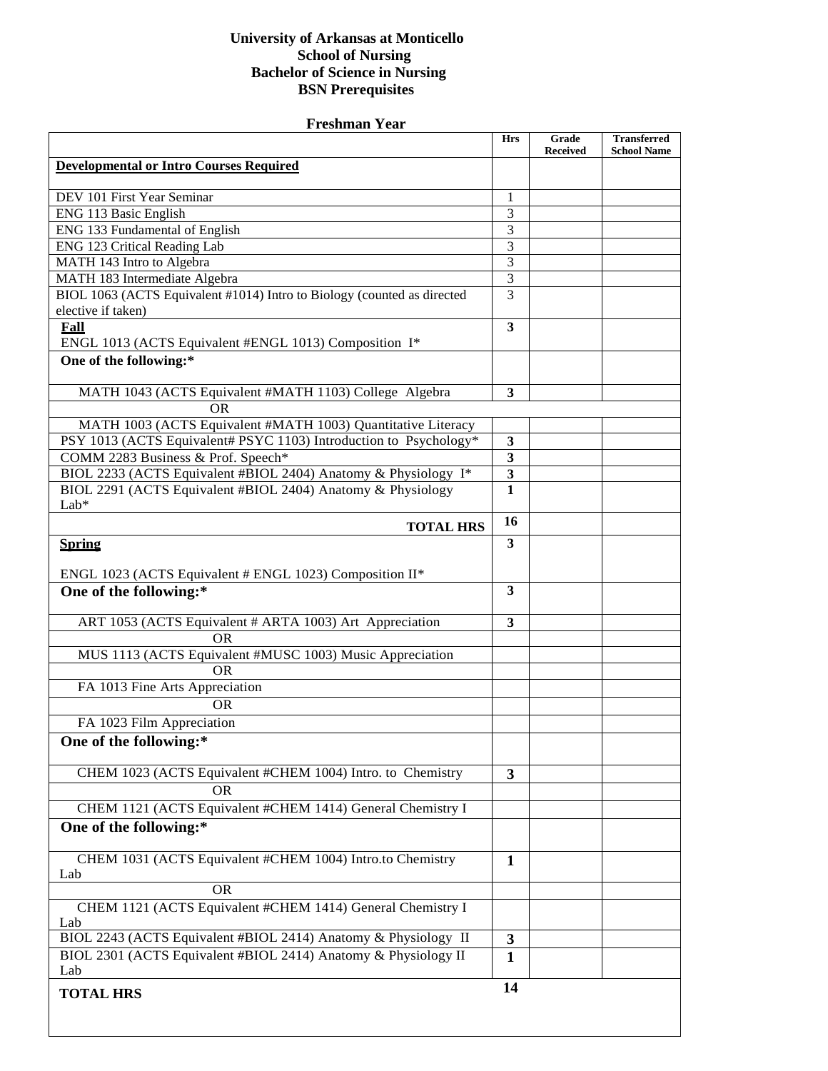# University of Arkansas at Monticello
## School of Nursing
## Bachelor of Science in Nursing
## BSN Prerequisites

### Freshman Year

| | Hrs | Grade Received | Transferred School Name |
|---|---|---|---|
| **Developmental or Intro Courses Required** | | | |
| DEV 101 First Year Seminar | 1 | | |
| ENG 113 Basic English | 3 | | |
| ENG 133 Fundamental of English | 3 | | |
| ENG 123 Critical Reading Lab | 3 | | |
| MATH 143 Intro to Algebra | 3 | | |
| MATH 183 Intermediate Algebra | 3 | | |
| BIOL 1063 (ACTS Equivalent #1014) Intro to Biology (counted as directed elective if taken) | 3 | | |
| **Fall** ENGL 1013 (ACTS Equivalent #ENGL 1013) Composition I* | **3** | | |
| **One of the following:*** | | | |
| MATH 1043 (ACTS Equivalent #MATH 1103) College Algebra | **3** | | |
| OR | | | |
| MATH 1003 (ACTS Equivalent #MATH 1003) Quantitative Literacy | | | |
| PSY 1013 (ACTS Equivalent# PSYC 1103) Introduction to Psychology* | **3** | | |
| COMM 2283 Business & Prof. Speech* | **3** | | |
| BIOL 2233 (ACTS Equivalent #BIOL 2404) Anatomy & Physiology I* | **3** | | |
| BIOL 2291 (ACTS Equivalent #BIOL 2404) Anatomy & Physiology Lab* | **1** | | |
| **TOTAL HRS** | **16** | | |
| **Spring** ENGL 1023 (ACTS Equivalent # ENGL 1023) Composition II* | **3** | | |
| **One of the following:*** | **3** | | |
| ART 1053 (ACTS Equivalent # ARTA 1003) Art Appreciation | **3** | | |
| OR | | | |
| MUS 1113 (ACTS Equivalent #MUSC 1003) Music Appreciation | | | |
| OR | | | |
| FA 1013 Fine Arts Appreciation | | | |
| OR | | | |
| FA 1023 Film Appreciation | | | |
| **One of the following:*** | | | |
| CHEM 1023 (ACTS Equivalent #CHEM 1004) Intro. to Chemistry | **3** | | |
| OR | | | |
| CHEM 1121 (ACTS Equivalent #CHEM 1414) General Chemistry I | | | |
| **One of the following:*** | | | |
| CHEM 1031 (ACTS Equivalent #CHEM 1004) Intro.to Chemistry Lab | **1** | | |
| OR | | | |
| CHEM 1121 (ACTS Equivalent #CHEM 1414) General Chemistry I Lab | | | |
| BIOL 2243 (ACTS Equivalent #BIOL 2414) Anatomy & Physiology II | **3** | | |
| BIOL 2301 (ACTS Equivalent #BIOL 2414) Anatomy & Physiology II Lab | **1** | | |
| **TOTAL HRS** | **14** | | |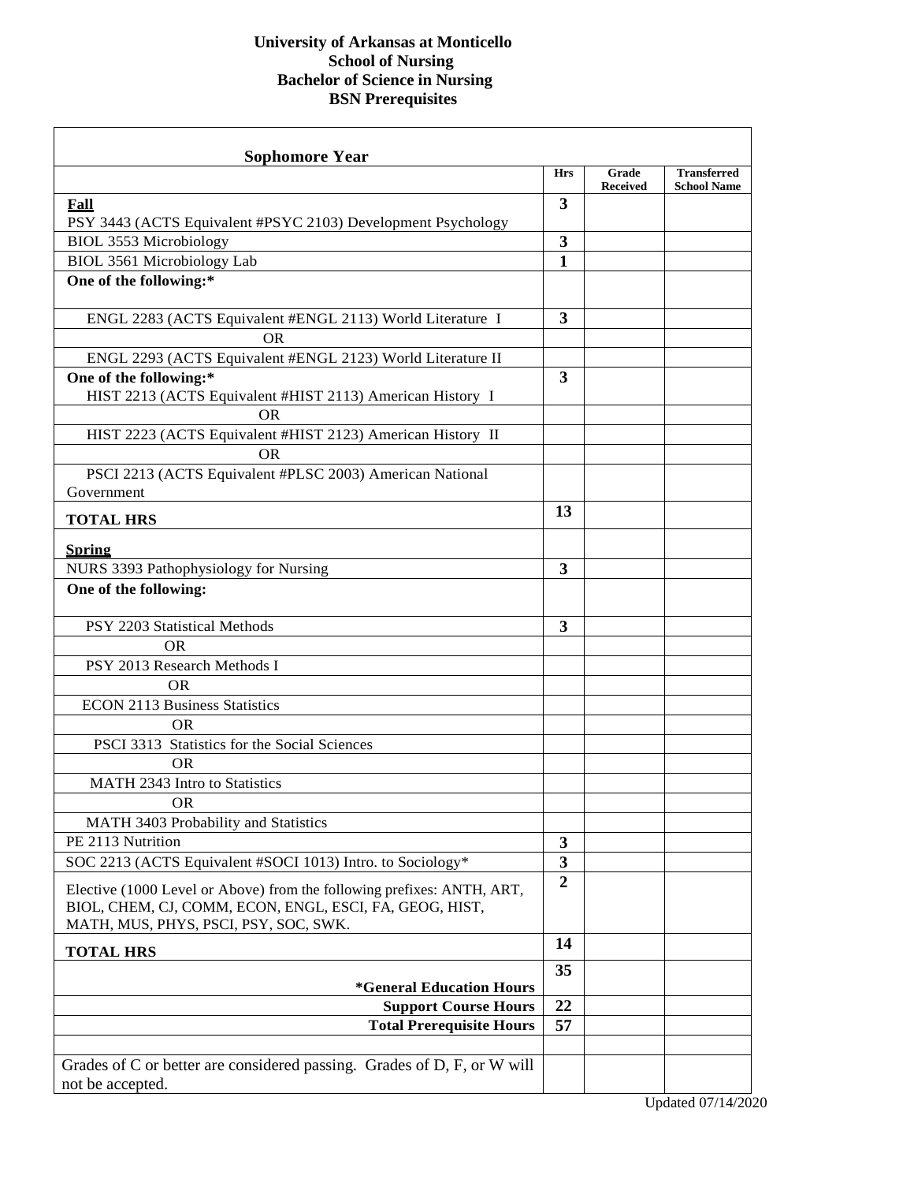**University of Arkansas at Monticello**
**School of Nursing**
**Bachelor of Science in Nursing**
**BSN Prerequisites**

| Sophomore Year | Hrs | Grade Received | Transferred School Name |
|---|---|---|---|
| **Fall** PSY 3443 (ACTS Equivalent #PSYC 2103) Development Psychology | 3 | | |
| BIOL 3553 Microbiology | 3 | | |
| BIOL 3561 Microbiology Lab | 1 | | |
| **One of the following:*** | | | |
| ENGL 2283 (ACTS Equivalent #ENGL 2113) World Literature I | 3 | | |
| OR | | | |
| ENGL 2293 (ACTS Equivalent #ENGL 2123) World Literature II | | | |
| **One of the following:*** HIST 2213 (ACTS Equivalent #HIST 2113) American History I | 3 | | |
| OR | | | |
| HIST 2223 (ACTS Equivalent #HIST 2123) American History II | | | |
| OR | | | |
| PSCI 2213 (ACTS Equivalent #PLSC 2003) American National Government | | | |
| **TOTAL HRS** | 13 | | |
| **Spring** | | | |
| NURS 3393 Pathophysiology for Nursing | 3 | | |
| **One of the following:** | | | |
| PSY 2203 Statistical Methods | 3 | | |
| OR | | | |
| PSY 2013 Research Methods I | | | |
| OR | | | |
| ECON 2113 Business Statistics | | | |
| OR | | | |
| PSCI 3313 Statistics for the Social Sciences | | | |
| OR | | | |
| MATH 2343 Intro to Statistics | | | |
| OR | | | |
| MATH 3403 Probability and Statistics | | | |
| PE 2113 Nutrition | 3 | | |
| SOC 2213 (ACTS Equivalent #SOCI 1013) Intro. to Sociology* | 3 | | |
| Elective (1000 Level or Above) from the following prefixes: ANTH, ART, BIOL, CHEM, CJ, COMM, ECON, ENGL, ESCI, FA, GEOG, HIST, MATH, MUS, PHYS, PSCI, PSY, SOC, SWK. | 2 | | |
| **TOTAL HRS** | 14 | | |
| ***General Education Hours** | 35 | | |
| **Support Course Hours** | 22 | | |
| **Total Prerequisite Hours** | 57 | | |
| | | | |
| Grades of C or better are considered passing. Grades of D, F, or W will not be accepted. | | | |

Updated 07/14/2020